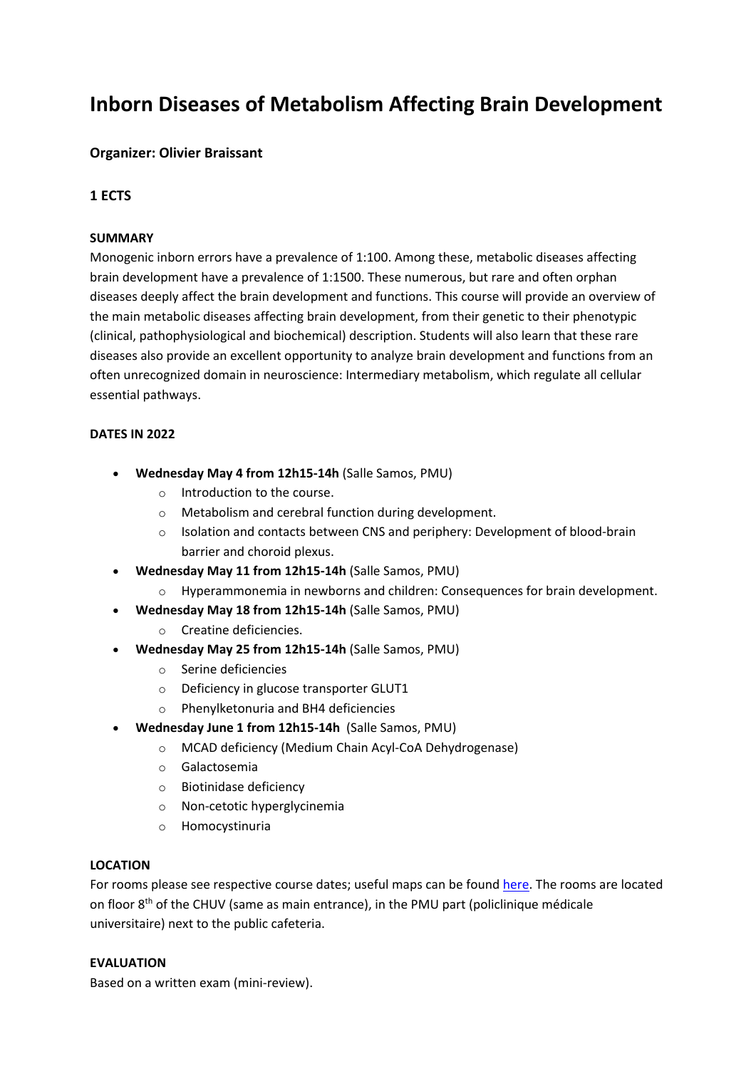# Inborn Diseases of Metabolism Affecting Brain Development

**Organizer: Olivier Braissant**

**1 ECTS**

**SUMMARY**

Monogenic inborn errors have a prevalence of 1:100. Among these, metabolic diseases affecting brain development have a prevalence of 1:1500. These numerous, but rare and often orphan diseases deeply affect the brain development and functions. This course will provide an overview of the main metabolic diseases affecting brain development, from their genetic to their phenotypic (clinical, pathophysiological and biochemical) description. Students will also learn that these rare diseases also provide an excellent opportunity to analyze brain development and functions from an often unrecognized domain in neuroscience: Intermediary metabolism, which regulate all cellular essential pathways.

**DATES IN 2022**

- **Wednesday May 4 from 12h15-14h** (Salle Samos, PMU)
  - Introduction to the course.
  - Metabolism and cerebral function during development.
  - Isolation and contacts between CNS and periphery: Development of blood-brain barrier and choroid plexus.
- **Wednesday May 11 from 12h15-14h** (Salle Samos, PMU)
  - Hyperammonemia in newborns and children: Consequences for brain development.
- **Wednesday May 18 from 12h15-14h** (Salle Samos, PMU)
  - Creatine deficiencies.
- **Wednesday May 25 from 12h15-14h** (Salle Samos, PMU)
  - Serine deficiencies
  - Deficiency in glucose transporter GLUT1
  - Phenylketonuria and BH4 deficiencies
- **Wednesday June 1 from 12h15-14h** (Salle Samos, PMU)
  - MCAD deficiency (Medium Chain Acyl-CoA Dehydrogenase)
  - Galactosemia
  - Biotinidase deficiency
  - Non-cetotic hyperglycinemia
  - Homocystinuria

**LOCATION**

For rooms please see respective course dates; useful maps can be found here. The rooms are located on floor 8th of the CHUV (same as main entrance), in the PMU part (policlinique médicale universitaire) next to the public cafeteria.

**EVALUATION**

Based on a written exam (mini-review).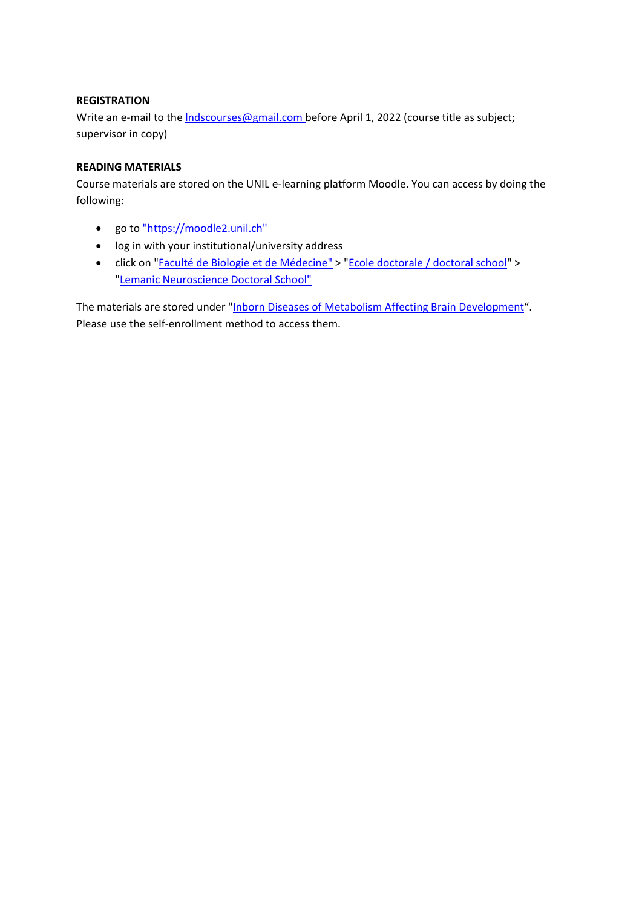**REGISTRATION**

Write an e-mail to the lndscourses@gmail.com before April 1, 2022 (course title as subject; supervisor in copy)

**READING MATERIALS**

Course materials are stored on the UNIL e-learning platform Moodle. You can access by doing the following:

- go to "https://moodle2.unil.ch"
- log in with your institutional/university address
- click on "Faculté de Biologie et de Médecine" > "Ecole doctorale / doctoral school" > "Lemanic Neuroscience Doctoral School"

The materials are stored under "Inborn Diseases of Metabolism Affecting Brain Development“. Please use the self-enrollment method to access them.